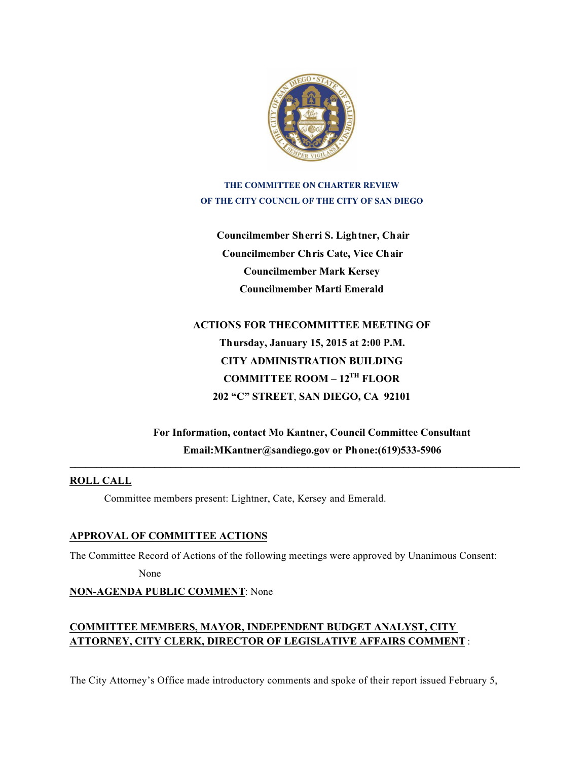**THE COMMITTEE ON CHARTER REVIEW**
**OF THE CITY COUNCIL OF THE CITY OF SAN DIEGO**

**Councilmember Sherri S. Lightner, Chair**
**Councilmember Chris Cate, Vice Chair**
**Councilmember Mark Kersey**
**Councilmember Marti Emerald**

**ACTIONS FOR THECOMMITTEE MEETING OF**
**Thursday, January 15, 2015 at 2:00 P.M.**
**CITY ADMINISTRATION BUILDING**
**COMMITTEE ROOM – 12TH FLOOR**
**202 "C" STREET, SAN DIEGO, CA 92101**

**For Information, contact Mo Kantner, Council Committee Consultant**
**Email:MKantner@sandiego.gov or Phone:(619)533-5906**

---

**ROLL CALL**

Committee members present: Lightner, Cate, Kersey and Emerald.

**APPROVAL OF COMMITTEE ACTIONS**

The Committee Record of Actions of the following meetings were approved by Unanimous Consent:

None

**NON-AGENDA PUBLIC COMMENT**: None

**COMMITTEE MEMBERS, MAYOR, INDEPENDENT BUDGET ANALYST, CITY ATTORNEY, CITY CLERK, DIRECTOR OF LEGISLATIVE AFFAIRS COMMENT**:

The City Attorney's Office made introductory comments and spoke of their report issued February 5,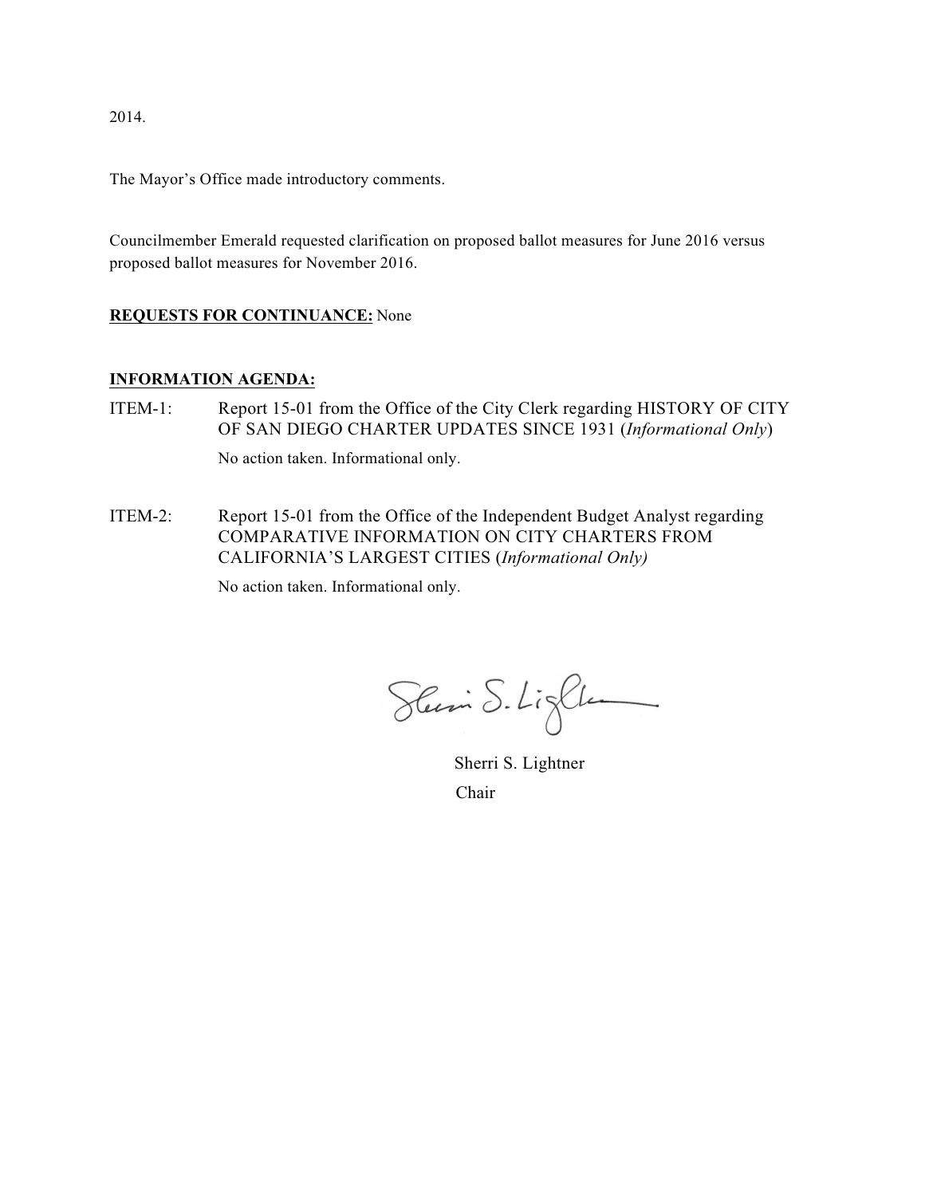2014.

The Mayor's Office made introductory comments.

Councilmember Emerald requested clarification on proposed ballot measures for June 2016 versus proposed ballot measures for November 2016.

**REQUESTS FOR CONTINUANCE:** None

**INFORMATION AGENDA:**

ITEM-1: Report 15-01 from the Office of the City Clerk regarding HISTORY OF CITY OF SAN DIEGO CHARTER UPDATES SINCE 1931 (*Informational Only*)

No action taken. Informational only.

ITEM-2: Report 15-01 from the Office of the Independent Budget Analyst regarding COMPARATIVE INFORMATION ON CITY CHARTERS FROM CALIFORNIA'S LARGEST CITIES (*Informational Only)*

No action taken. Informational only.

Sherri S. Lightner

Chair